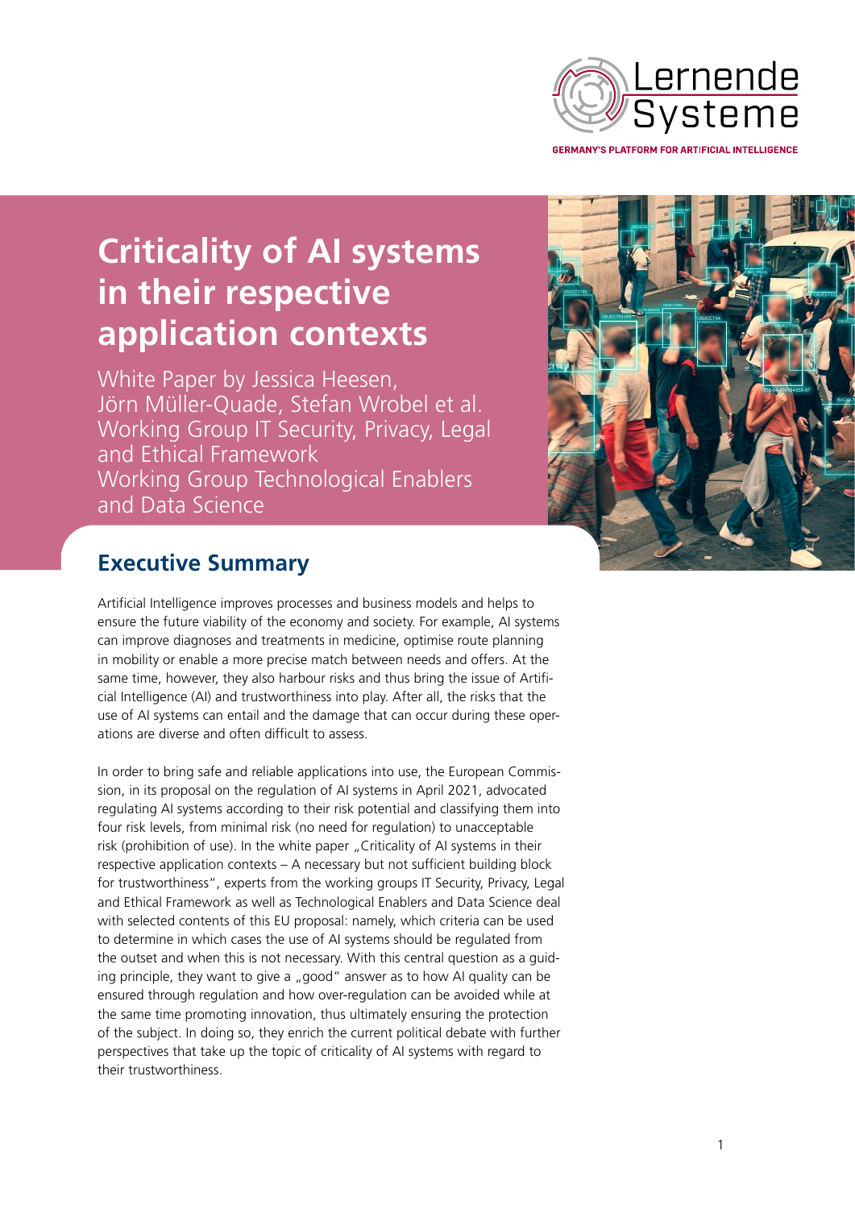Lernende Systeme

GERMANY'S PLATFORM FOR ARTIFICIAL INTELLIGENCE

# Criticality of AI systems in their respective application contexts

White Paper by Jessica Heesen, Jörn Müller-Quade, Stefan Wrobel et al.
Working Group IT Security, Privacy, Legal and Ethical Framework
Working Group Technological Enablers and Data Science

## Executive Summary

Artificial Intelligence improves processes and business models and helps to ensure the future viability of the economy and society. For example, AI systems can improve diagnoses and treatments in medicine, optimise route planning in mobility or enable a more precise match between needs and offers. At the same time, however, they also harbour risks and thus bring the issue of Artificial Intelligence (AI) and trustworthiness into play. After all, the risks that the use of AI systems can entail and the damage that can occur during these operations are diverse and often difficult to assess.

In order to bring safe and reliable applications into use, the European Commission, in its proposal on the regulation of AI systems in April 2021, advocated regulating AI systems according to their risk potential and classifying them into four risk levels, from minimal risk (no need for regulation) to unacceptable risk (prohibition of use). In the white paper „Criticality of AI systems in their respective application contexts – A necessary but not sufficient building block for trustworthiness", experts from the working groups IT Security, Privacy, Legal and Ethical Framework as well as Technological Enablers and Data Science deal with selected contents of this EU proposal: namely, which criteria can be used to determine in which cases the use of AI systems should be regulated from the outset and when this is not necessary. With this central question as a guiding principle, they want to give a „good" answer as to how AI quality can be ensured through regulation and how over-regulation can be avoided while at the same time promoting innovation, thus ultimately ensuring the protection of the subject. In doing so, they enrich the current political debate with further perspectives that take up the topic of criticality of AI systems with regard to their trustworthiness.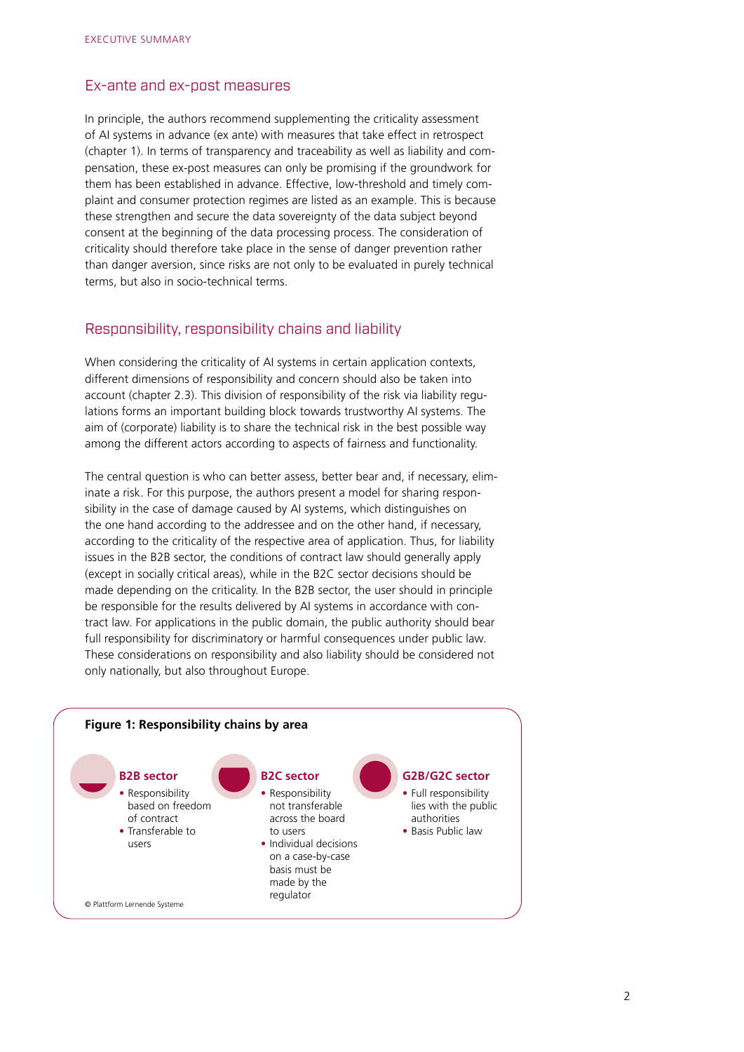## Ex-ante and ex-post measures

In principle, the authors recommend supplementing the criticality assessment of AI systems in advance (ex ante) with measures that take effect in retrospect (chapter 1). In terms of transparency and traceability as well as liability and compensation, these ex-post measures can only be promising if the groundwork for them has been established in advance. Effective, low-threshold and timely complaint and consumer protection regimes are listed as an example. This is because these strengthen and secure the data sovereignty of the data subject beyond consent at the beginning of the data processing process. The consideration of criticality should therefore take place in the sense of danger prevention rather than danger aversion, since risks are not only to be evaluated in purely technical terms, but also in socio-technical terms.

## Responsibility, responsibility chains and liability

When considering the criticality of AI systems in certain application contexts, different dimensions of responsibility and concern should also be taken into account (chapter 2.3). This division of responsibility of the risk via liability regulations forms an important building block towards trustworthy AI systems. The aim of (corporate) liability is to share the technical risk in the best possible way among the different actors according to aspects of fairness and functionality.

The central question is who can better assess, better bear and, if necessary, eliminate a risk. For this purpose, the authors present a model for sharing responsibility in the case of damage caused by AI systems, which distinguishes on the one hand according to the addressee and on the other hand, if necessary, according to the criticality of the respective area of application. Thus, for liability issues in the B2B sector, the conditions of contract law should generally apply (except in socially critical areas), while in the B2C sector decisions should be made depending on the criticality. In the B2B sector, the user should in principle be responsible for the results delivered by AI systems in accordance with contract law. For applications in the public domain, the public authority should bear full responsibility for discriminatory or harmful consequences under public law. These considerations on responsibility and also liability should be considered not only nationally, but also throughout Europe.

**Figure 1: Responsibility chains by area**

**B2B sector**
- Responsibility based on freedom of contract
- Transferable to users

**B2C sector**
- Responsibility not transferable across the board to users
- Individual decisions on a case-by-case basis must be made by the regulator

**G2B/G2C sector**
- Full responsibility lies with the public authorities
- Basis Public law

© Plattform Lernende Systeme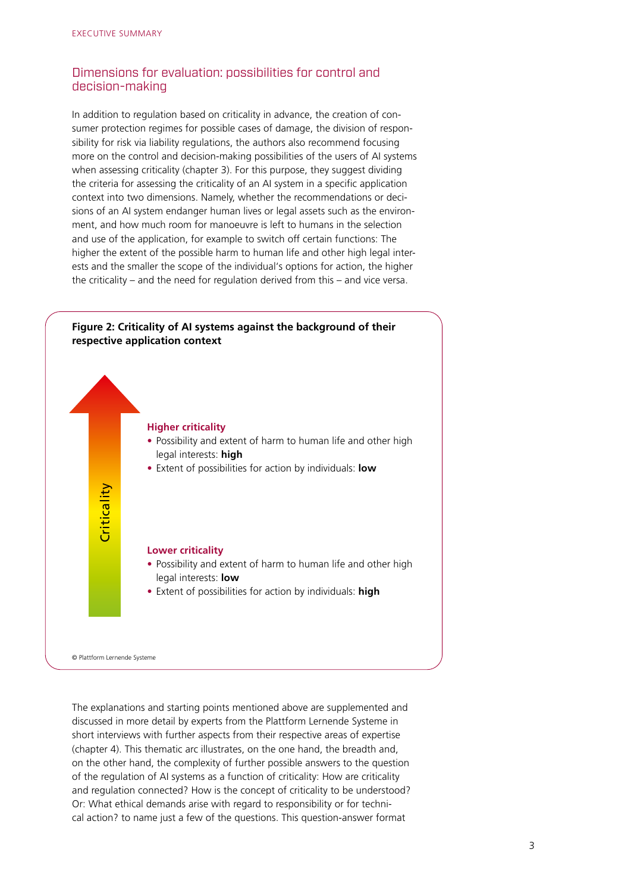## Dimensions for evaluation: possibilities for control and decision-making

In addition to regulation based on criticality in advance, the creation of consumer protection regimes for possible cases of damage, the division of responsibility for risk via liability regulations, the authors also recommend focusing more on the control and decision-making possibilities of the users of AI systems when assessing criticality (chapter 3). For this purpose, they suggest dividing the criteria for assessing the criticality of an AI system in a specific application context into two dimensions. Namely, whether the recommendations or decisions of an AI system endanger human lives or legal assets such as the environment, and how much room for manoeuvre is left to humans in the selection and use of the application, for example to switch off certain functions: The higher the extent of the possible harm to human life and other high legal interests and the smaller the scope of the individual's options for action, the higher the criticality – and the need for regulation derived from this – and vice versa.

**Figure 2: Criticality of AI systems against the background of their respective application context**

Criticality

**Higher criticality**

- Possibility and extent of harm to human life and other high legal interests: **high**
- Extent of possibilities for action by individuals: **low**

**Lower criticality**

- Possibility and extent of harm to human life and other high legal interests: **low**
- Extent of possibilities for action by individuals: **high**

© Plattform Lernende Systeme

The explanations and starting points mentioned above are supplemented and discussed in more detail by experts from the Plattform Lernende Systeme in short interviews with further aspects from their respective areas of expertise (chapter 4). This thematic arc illustrates, on the one hand, the breadth and, on the other hand, the complexity of further possible answers to the question of the regulation of AI systems as a function of criticality: How are criticality and regulation connected? How is the concept of criticality to be understood? Or: What ethical demands arise with regard to responsibility or for technical action? to name just a few of the questions. This question-answer format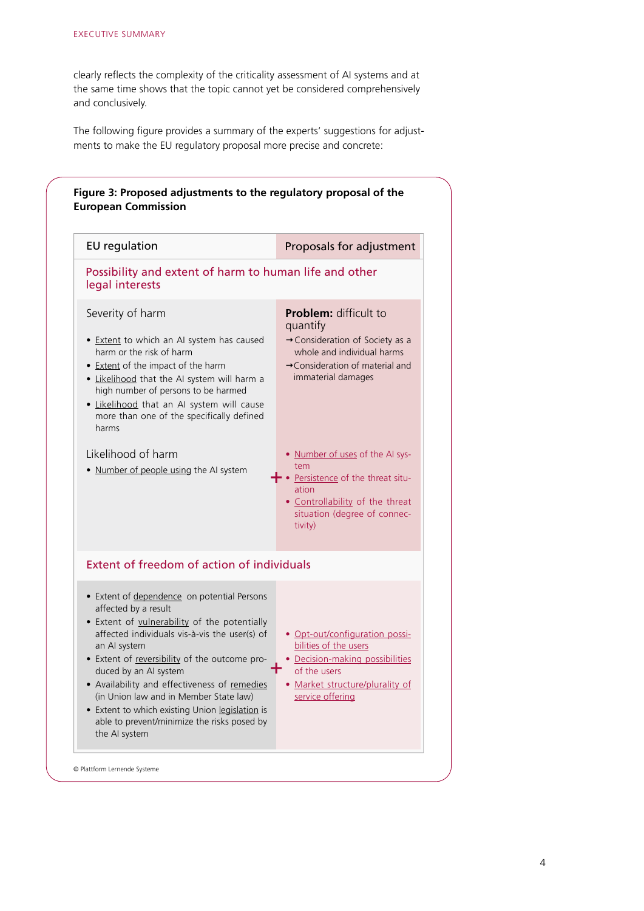clearly reflects the complexity of the criticality assessment of AI systems and at the same time shows that the topic cannot yet be considered comprehensively and conclusively.

The following figure provides a summary of the experts' suggestions for adjustments to make the EU regulatory proposal more precise and concrete:

**Figure 3: Proposed adjustments to the regulatory proposal of the European Commission**

| EU regulation | Proposals for adjustment |
|---|---|
| **Possibility and extent of harm to human life and other legal interests** | |
| Severity of harm<br>• Extent to which an AI system has caused harm or the risk of harm<br>• Extent of the impact of the harm<br>• Likelihood that the AI system will harm a high number of persons to be harmed<br>• Likelihood that an AI system will cause more than one of the specifically defined harms | **Problem:** difficult to quantify<br>→ Consideration of Society as a whole and individual harms<br>→ Consideration of material and immaterial damages |
| Likelihood of harm<br>• Number of people using the AI system | + • Number of uses of the AI system<br>• Persistence of the threat situation<br>• Controllability of the threat situation (degree of connectivity) |
| **Extent of freedom of action of individuals** | |
| • Extent of dependence on potential Persons affected by a result<br>• Extent of vulnerability of the potentially affected individuals vis-à-vis the user(s) of an AI system<br>• Extent of reversibility of the outcome produced by an AI system<br>• Availability and effectiveness of remedies (in Union law and in Member State law)<br>• Extent to which existing Union legislation is able to prevent/minimize the risks posed by the AI system | + • Opt-out/configuration possibilities of the users<br>• Decision-making possibilities of the users<br>• Market structure/plurality of service offering |

© Plattform Lernende Systeme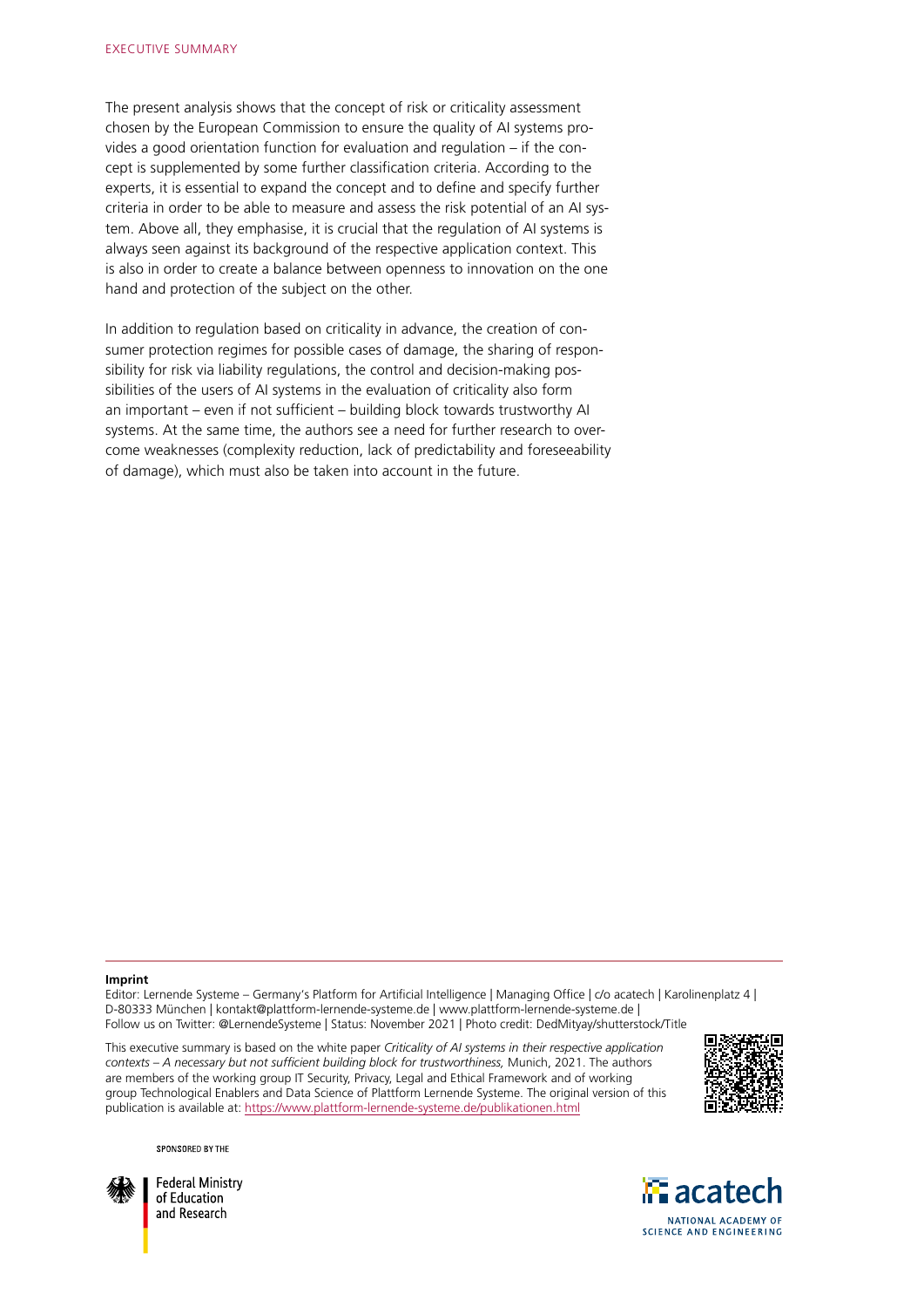The present analysis shows that the concept of risk or criticality assessment chosen by the European Commission to ensure the quality of AI systems provides a good orientation function for evaluation and regulation – if the concept is supplemented by some further classification criteria. According to the experts, it is essential to expand the concept and to define and specify further criteria in order to be able to measure and assess the risk potential of an AI system. Above all, they emphasise, it is crucial that the regulation of AI systems is always seen against its background of the respective application context. This is also in order to create a balance between openness to innovation on the one hand and protection of the subject on the other.

In addition to regulation based on criticality in advance, the creation of consumer protection regimes for possible cases of damage, the sharing of responsibility for risk via liability regulations, the control and decision-making possibilities of the users of AI systems in the evaluation of criticality also form an important – even if not sufficient – building block towards trustworthy AI systems. At the same time, the authors see a need for further research to overcome weaknesses (complexity reduction, lack of predictability and foreseeability of damage), which must also be taken into account in the future.

**Imprint**

Editor: Lernende Systeme – Germany's Platform for Artificial Intelligence | Managing Office | c/o acatech | Karolinenplatz 4 | D-80333 München | kontakt@plattform-lernende-systeme.de | www.plattform-lernende-systeme.de | Follow us on Twitter: @LernendeSysteme | Status: November 2021 | Photo credit: DedMityay/shutterstock/Title

This executive summary is based on the white paper *Criticality of AI systems in their respective application contexts – A necessary but not sufficient building block for trustworthiness,* Munich, 2021. The authors are members of the working group IT Security, Privacy, Legal and Ethical Framework and of working group Technological Enablers and Data Science of Plattform Lernende Systeme. The original version of this publication is available at: https://www.plattform-lernende-systeme.de/publikationen.html

SPONSORED BY THE

Federal Ministry of Education and Research

acatech

NATIONAL ACADEMY OF SCIENCE AND ENGINEERING